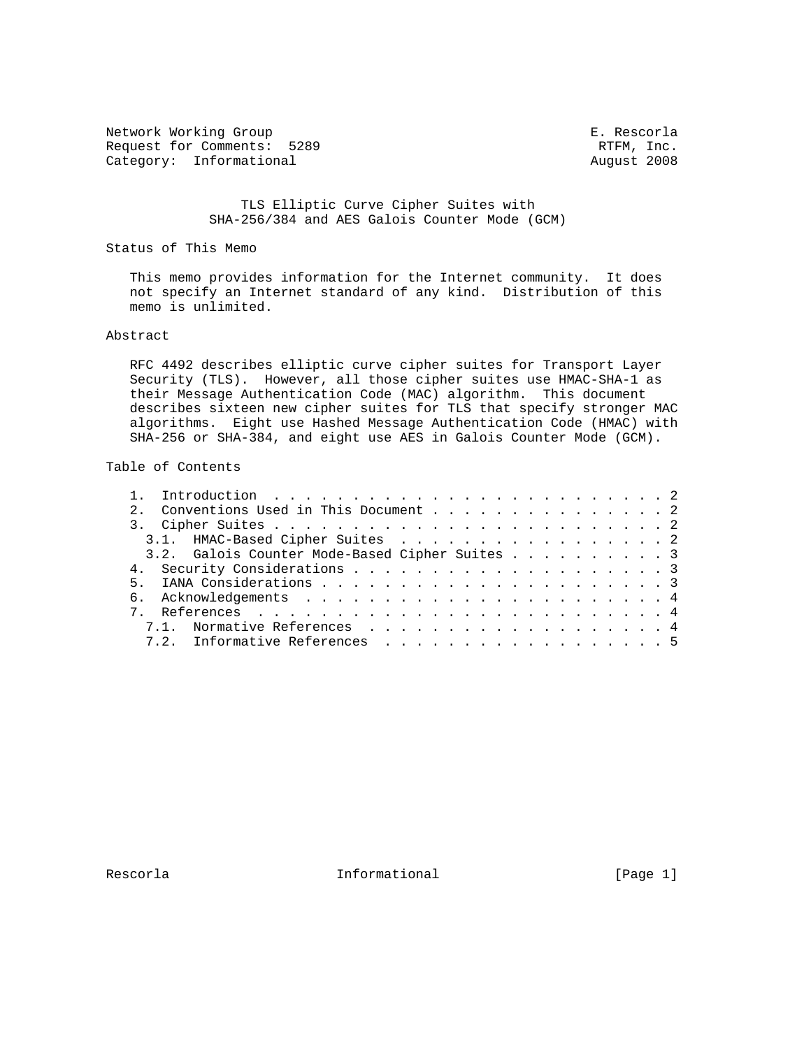Network Working Group E. Rescorla
Request for Comments: 5289 RTFM, Inc.
Category: Informational August 2008

# TLS Elliptic Curve Cipher Suites with SHA-256/384 and AES Galois Counter Mode (GCM)

## Status of This Memo

This memo provides information for the Internet community. It does not specify an Internet standard of any kind. Distribution of this memo is unlimited.

## Abstract

RFC 4492 describes elliptic curve cipher suites for Transport Layer Security (TLS). However, all those cipher suites use HMAC-SHA-1 as their Message Authentication Code (MAC) algorithm. This document describes sixteen new cipher suites for TLS that specify stronger MAC algorithms. Eight use Hashed Message Authentication Code (HMAC) with SHA-256 or SHA-384, and eight use AES in Galois Counter Mode (GCM).

## Table of Contents

1. Introduction . . . . . . . . . . . . . . . . . . . . . . . . . 2
2. Conventions Used in This Document . . . . . . . . . . . . . . . 2
3. Cipher Suites . . . . . . . . . . . . . . . . . . . . . . . . . 2
   3.1. HMAC-Based Cipher Suites . . . . . . . . . . . . . . . . . 2
   3.2. Galois Counter Mode-Based Cipher Suites . . . . . . . . . . 3
4. Security Considerations . . . . . . . . . . . . . . . . . . . . 3
5. IANA Considerations . . . . . . . . . . . . . . . . . . . . . . 3
6. Acknowledgements . . . . . . . . . . . . . . . . . . . . . . . 4
7. References . . . . . . . . . . . . . . . . . . . . . . . . . . 4
   7.1. Normative References . . . . . . . . . . . . . . . . . . . 4
   7.2. Informative References . . . . . . . . . . . . . . . . . . 5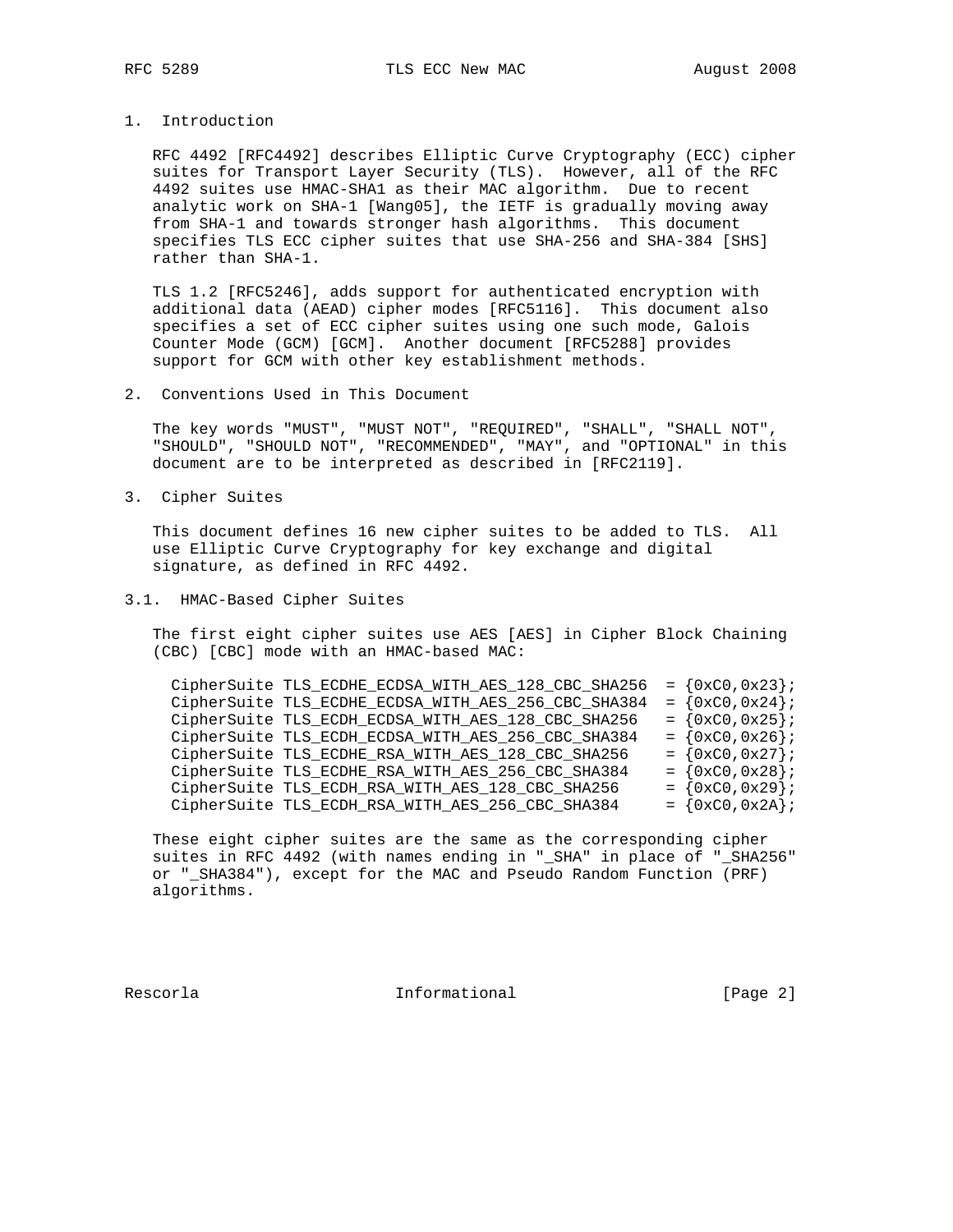## 1. Introduction

RFC 4492 [RFC4492] describes Elliptic Curve Cryptography (ECC) cipher suites for Transport Layer Security (TLS). However, all of the RFC 4492 suites use HMAC-SHA1 as their MAC algorithm. Due to recent analytic work on SHA-1 [Wang05], the IETF is gradually moving away from SHA-1 and towards stronger hash algorithms. This document specifies TLS ECC cipher suites that use SHA-256 and SHA-384 [SHS] rather than SHA-1.

TLS 1.2 [RFC5246], adds support for authenticated encryption with additional data (AEAD) cipher modes [RFC5116]. This document also specifies a set of ECC cipher suites using one such mode, Galois Counter Mode (GCM) [GCM]. Another document [RFC5288] provides support for GCM with other key establishment methods.

## 2. Conventions Used in This Document

The key words "MUST", "MUST NOT", "REQUIRED", "SHALL", "SHALL NOT", "SHOULD", "SHOULD NOT", "RECOMMENDED", "MAY", and "OPTIONAL" in this document are to be interpreted as described in [RFC2119].

## 3. Cipher Suites

This document defines 16 new cipher suites to be added to TLS. All use Elliptic Curve Cryptography for key exchange and digital signature, as defined in RFC 4492.

### 3.1. HMAC-Based Cipher Suites

The first eight cipher suites use AES [AES] in Cipher Block Chaining (CBC) [CBC] mode with an HMAC-based MAC:

```
CipherSuite TLS_ECDHE_ECDSA_WITH_AES_128_CBC_SHA256  = {0xC0,0x23};
CipherSuite TLS_ECDHE_ECDSA_WITH_AES_256_CBC_SHA384  = {0xC0,0x24};
CipherSuite TLS_ECDH_ECDSA_WITH_AES_128_CBC_SHA256   = {0xC0,0x25};
CipherSuite TLS_ECDH_ECDSA_WITH_AES_256_CBC_SHA384   = {0xC0,0x26};
CipherSuite TLS_ECDHE_RSA_WITH_AES_128_CBC_SHA256    = {0xC0,0x27};
CipherSuite TLS_ECDHE_RSA_WITH_AES_256_CBC_SHA384    = {0xC0,0x28};
CipherSuite TLS_ECDH_RSA_WITH_AES_128_CBC_SHA256     = {0xC0,0x29};
CipherSuite TLS_ECDH_RSA_WITH_AES_256_CBC_SHA384     = {0xC0,0x2A};
```

These eight cipher suites are the same as the corresponding cipher suites in RFC 4492 (with names ending in "_SHA" in place of "_SHA256" or "_SHA384"), except for the MAC and Pseudo Random Function (PRF) algorithms.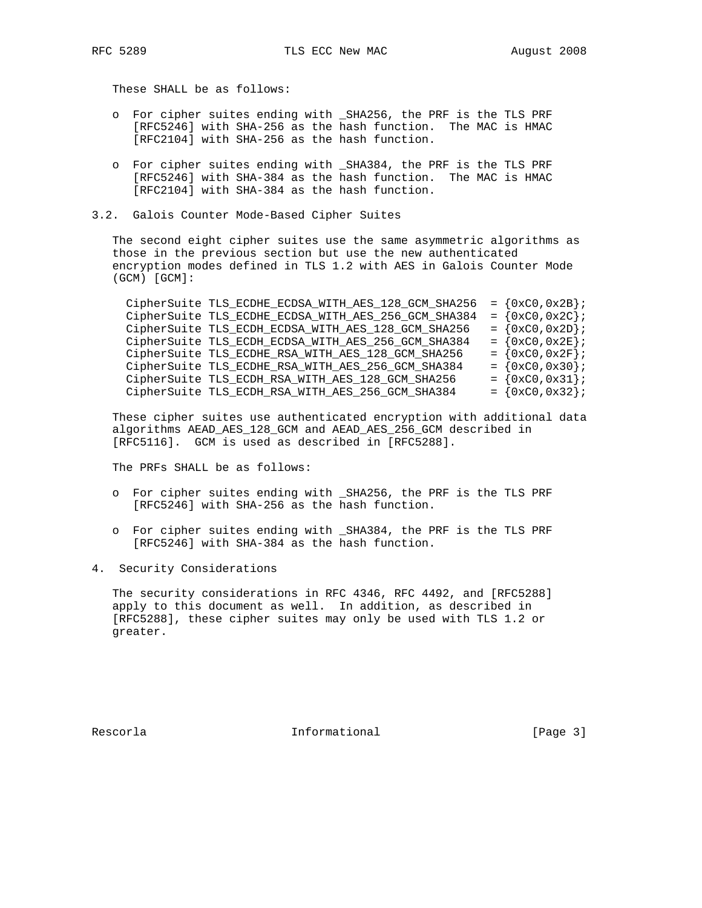These SHALL be as follows:

- For cipher suites ending with _SHA256, the PRF is the TLS PRF [RFC5246] with SHA-256 as the hash function. The MAC is HMAC [RFC2104] with SHA-256 as the hash function.

- For cipher suites ending with _SHA384, the PRF is the TLS PRF [RFC5246] with SHA-384 as the hash function. The MAC is HMAC [RFC2104] with SHA-384 as the hash function.

### 3.2. Galois Counter Mode-Based Cipher Suites

The second eight cipher suites use the same asymmetric algorithms as those in the previous section but use the new authenticated encryption modes defined in TLS 1.2 with AES in Galois Counter Mode (GCM) [GCM]:

```
CipherSuite TLS_ECDHE_ECDSA_WITH_AES_128_GCM_SHA256  = {0xC0,0x2B};
CipherSuite TLS_ECDHE_ECDSA_WITH_AES_256_GCM_SHA384  = {0xC0,0x2C};
CipherSuite TLS_ECDH_ECDSA_WITH_AES_128_GCM_SHA256   = {0xC0,0x2D};
CipherSuite TLS_ECDH_ECDSA_WITH_AES_256_GCM_SHA384   = {0xC0,0x2E};
CipherSuite TLS_ECDHE_RSA_WITH_AES_128_GCM_SHA256    = {0xC0,0x2F};
CipherSuite TLS_ECDHE_RSA_WITH_AES_256_GCM_SHA384    = {0xC0,0x30};
CipherSuite TLS_ECDH_RSA_WITH_AES_128_GCM_SHA256     = {0xC0,0x31};
CipherSuite TLS_ECDH_RSA_WITH_AES_256_GCM_SHA384     = {0xC0,0x32};
```

These cipher suites use authenticated encryption with additional data algorithms AEAD_AES_128_GCM and AEAD_AES_256_GCM described in [RFC5116]. GCM is used as described in [RFC5288].

The PRFs SHALL be as follows:

- For cipher suites ending with _SHA256, the PRF is the TLS PRF [RFC5246] with SHA-256 as the hash function.

- For cipher suites ending with _SHA384, the PRF is the TLS PRF [RFC5246] with SHA-384 as the hash function.

## 4. Security Considerations

The security considerations in RFC 4346, RFC 4492, and [RFC5288] apply to this document as well. In addition, as described in [RFC5288], these cipher suites may only be used with TLS 1.2 or greater.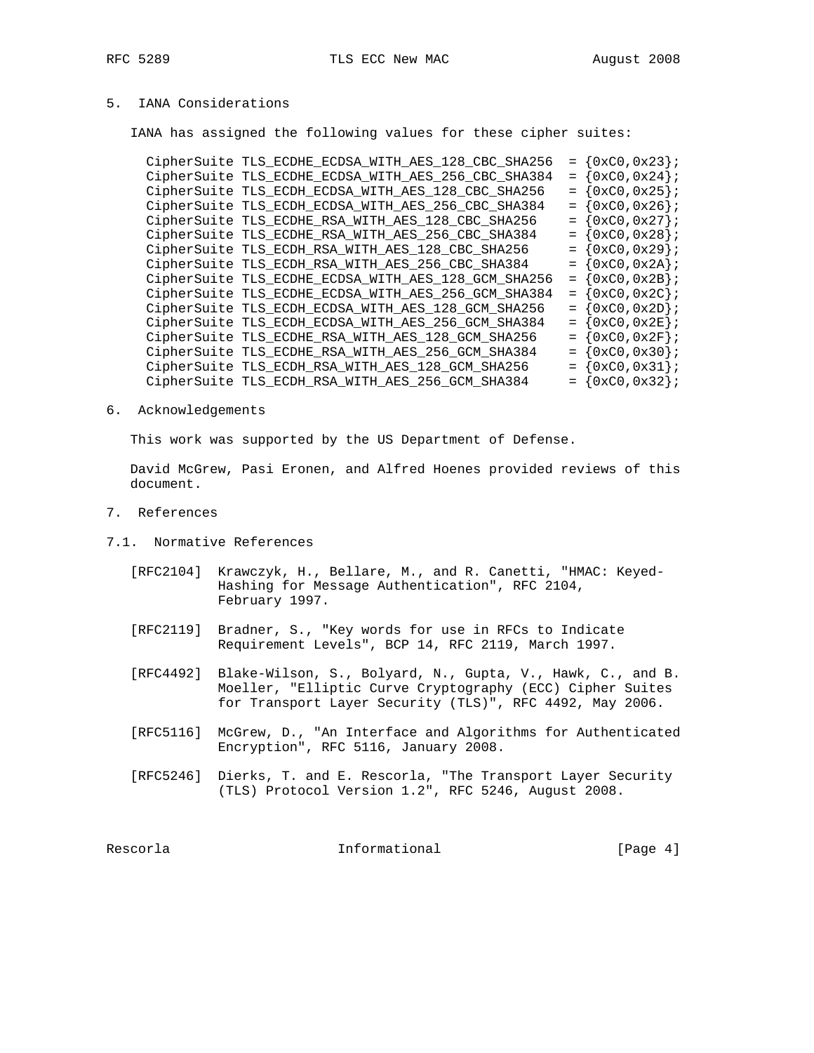## 5. IANA Considerations

IANA has assigned the following values for these cipher suites:

```
CipherSuite TLS_ECDHE_ECDSA_WITH_AES_128_CBC_SHA256  = {0xC0,0x23};
CipherSuite TLS_ECDHE_ECDSA_WITH_AES_256_CBC_SHA384  = {0xC0,0x24};
CipherSuite TLS_ECDH_ECDSA_WITH_AES_128_CBC_SHA256   = {0xC0,0x25};
CipherSuite TLS_ECDH_ECDSA_WITH_AES_256_CBC_SHA384   = {0xC0,0x26};
CipherSuite TLS_ECDHE_RSA_WITH_AES_128_CBC_SHA256    = {0xC0,0x27};
CipherSuite TLS_ECDHE_RSA_WITH_AES_256_CBC_SHA384    = {0xC0,0x28};
CipherSuite TLS_ECDH_RSA_WITH_AES_128_CBC_SHA256     = {0xC0,0x29};
CipherSuite TLS_ECDH_RSA_WITH_AES_256_CBC_SHA384     = {0xC0,0x2A};
CipherSuite TLS_ECDHE_ECDSA_WITH_AES_128_GCM_SHA256  = {0xC0,0x2B};
CipherSuite TLS_ECDHE_ECDSA_WITH_AES_256_GCM_SHA384  = {0xC0,0x2C};
CipherSuite TLS_ECDH_ECDSA_WITH_AES_128_GCM_SHA256   = {0xC0,0x2D};
CipherSuite TLS_ECDH_ECDSA_WITH_AES_256_GCM_SHA384   = {0xC0,0x2E};
CipherSuite TLS_ECDHE_RSA_WITH_AES_128_GCM_SHA256    = {0xC0,0x2F};
CipherSuite TLS_ECDHE_RSA_WITH_AES_256_GCM_SHA384    = {0xC0,0x30};
CipherSuite TLS_ECDH_RSA_WITH_AES_128_GCM_SHA256     = {0xC0,0x31};
CipherSuite TLS_ECDH_RSA_WITH_AES_256_GCM_SHA384     = {0xC0,0x32};
```

## 6. Acknowledgements

This work was supported by the US Department of Defense.

David McGrew, Pasi Eronen, and Alfred Hoenes provided reviews of this document.

## 7. References

### 7.1. Normative References

[RFC2104] Krawczyk, H., Bellare, M., and R. Canetti, "HMAC: Keyed-Hashing for Message Authentication", RFC 2104, February 1997.

[RFC2119] Bradner, S., "Key words for use in RFCs to Indicate Requirement Levels", BCP 14, RFC 2119, March 1997.

[RFC4492] Blake-Wilson, S., Bolyard, N., Gupta, V., Hawk, C., and B. Moeller, "Elliptic Curve Cryptography (ECC) Cipher Suites for Transport Layer Security (TLS)", RFC 4492, May 2006.

[RFC5116] McGrew, D., "An Interface and Algorithms for Authenticated Encryption", RFC 5116, January 2008.

[RFC5246] Dierks, T. and E. Rescorla, "The Transport Layer Security (TLS) Protocol Version 1.2", RFC 5246, August 2008.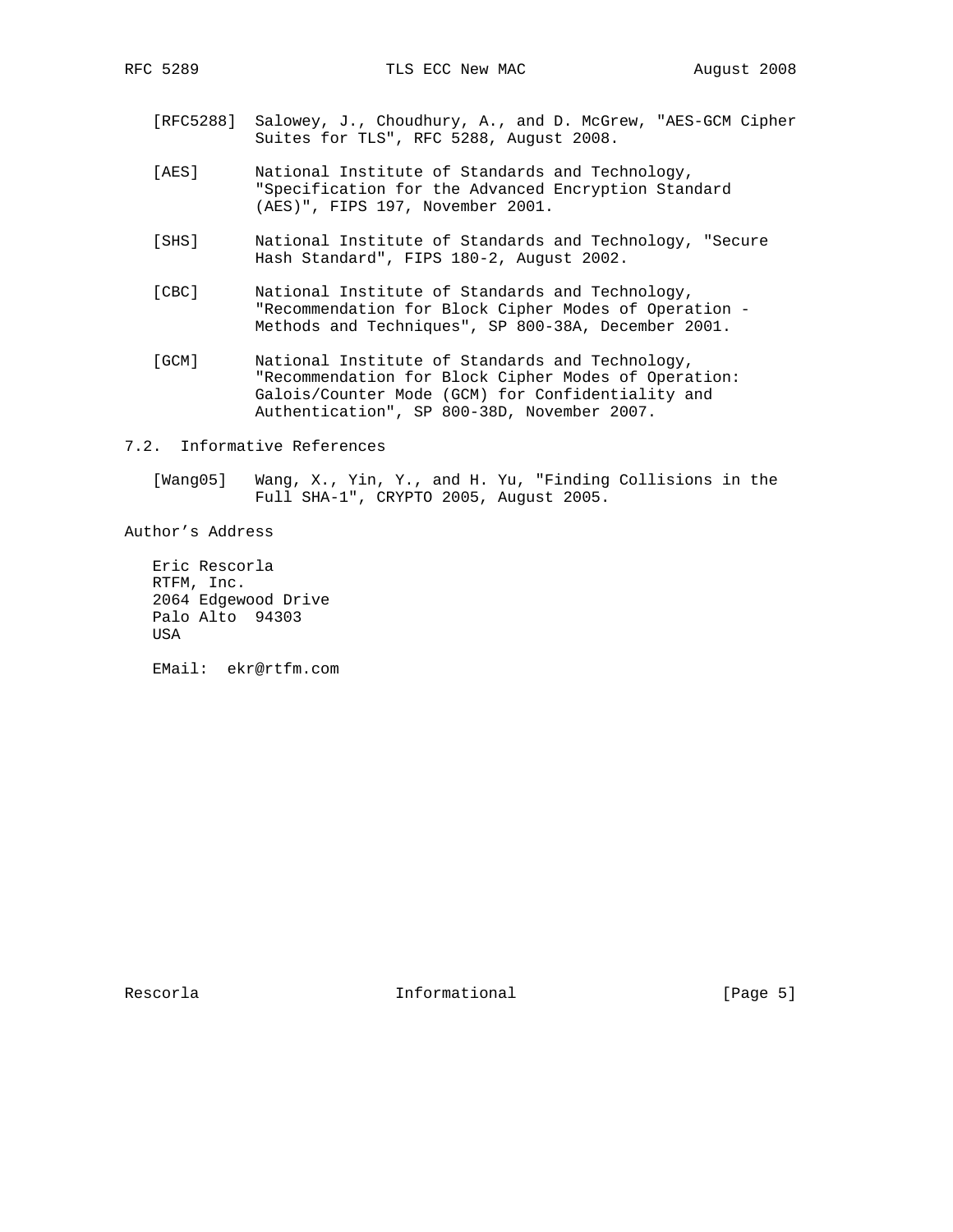[RFC5288] Salowey, J., Choudhury, A., and D. McGrew, "AES-GCM Cipher Suites for TLS", RFC 5288, August 2008.

[AES] National Institute of Standards and Technology, "Specification for the Advanced Encryption Standard (AES)", FIPS 197, November 2001.

[SHS] National Institute of Standards and Technology, "Secure Hash Standard", FIPS 180-2, August 2002.

[CBC] National Institute of Standards and Technology, "Recommendation for Block Cipher Modes of Operation - Methods and Techniques", SP 800-38A, December 2001.

[GCM] National Institute of Standards and Technology, "Recommendation for Block Cipher Modes of Operation: Galois/Counter Mode (GCM) for Confidentiality and Authentication", SP 800-38D, November 2007.

### 7.2. Informative References

[Wang05] Wang, X., Yin, Y., and H. Yu, "Finding Collisions in the Full SHA-1", CRYPTO 2005, August 2005.

## Author's Address

Eric Rescorla
RTFM, Inc.
2064 Edgewood Drive
Palo Alto 94303
USA

EMail: ekr@rtfm.com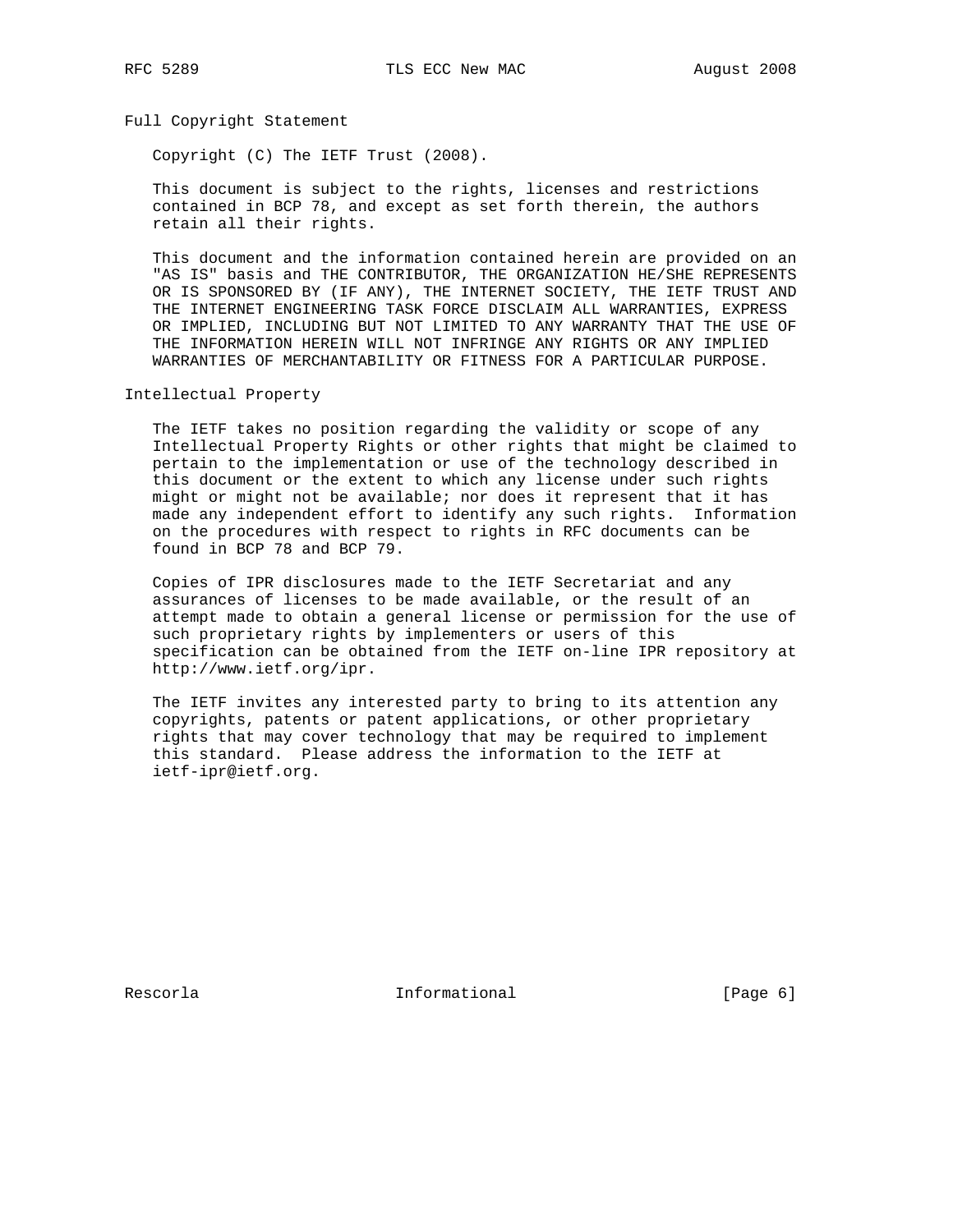## Full Copyright Statement

Copyright (C) The IETF Trust (2008).

This document is subject to the rights, licenses and restrictions contained in BCP 78, and except as set forth therein, the authors retain all their rights.

This document and the information contained herein are provided on an "AS IS" basis and THE CONTRIBUTOR, THE ORGANIZATION HE/SHE REPRESENTS OR IS SPONSORED BY (IF ANY), THE INTERNET SOCIETY, THE IETF TRUST AND THE INTERNET ENGINEERING TASK FORCE DISCLAIM ALL WARRANTIES, EXPRESS OR IMPLIED, INCLUDING BUT NOT LIMITED TO ANY WARRANTY THAT THE USE OF THE INFORMATION HEREIN WILL NOT INFRINGE ANY RIGHTS OR ANY IMPLIED WARRANTIES OF MERCHANTABILITY OR FITNESS FOR A PARTICULAR PURPOSE.

## Intellectual Property

The IETF takes no position regarding the validity or scope of any Intellectual Property Rights or other rights that might be claimed to pertain to the implementation or use of the technology described in this document or the extent to which any license under such rights might or might not be available; nor does it represent that it has made any independent effort to identify any such rights. Information on the procedures with respect to rights in RFC documents can be found in BCP 78 and BCP 79.

Copies of IPR disclosures made to the IETF Secretariat and any assurances of licenses to be made available, or the result of an attempt made to obtain a general license or permission for the use of such proprietary rights by implementers or users of this specification can be obtained from the IETF on-line IPR repository at http://www.ietf.org/ipr.

The IETF invites any interested party to bring to its attention any copyrights, patents or patent applications, or other proprietary rights that may cover technology that may be required to implement this standard. Please address the information to the IETF at ietf-ipr@ietf.org.